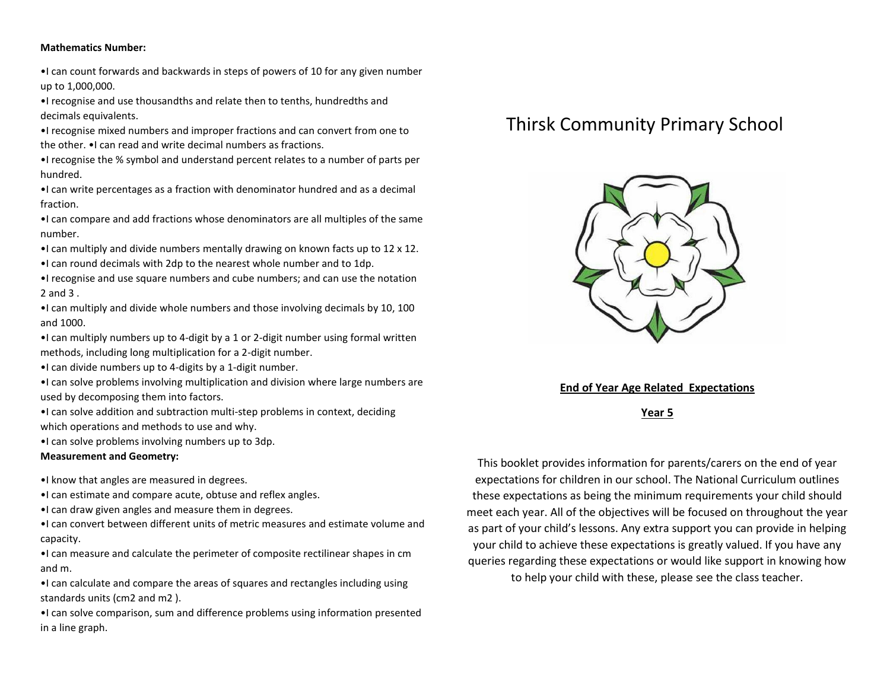**Mathematics Number:**

•I can count forwards and backwards in steps of powers of 10 for any given number up to 1,000,000.

•I recognise and use thousandths and relate then to tenths, hundredths and decimals equivalents.

•I recognise mixed numbers and improper fractions and can convert from one to the other. •I can read and write decimal numbers as fractions.

•I recognise the % symbol and understand percent relates to a number of parts per hundred.

•I can write percentages as a fraction with denominator hundred and as a decimal fraction.

•I can compare and add fractions whose denominators are all multiples of the same number.

•I can multiply and divide numbers mentally drawing on known facts up to 12 x 12.

•I can round decimals with 2dp to the nearest whole number and to 1dp.

•I recognise and use square numbers and cube numbers; and can use the notation 2 and 3 .

•I can multiply and divide whole numbers and those involving decimals by 10, 100 and 1000.

•I can multiply numbers up to 4-digit by a 1 or 2-digit number using formal written methods, including long multiplication for a 2-digit number.

•I can divide numbers up to 4-digits by a 1-digit number.

•I can solve problems involving multiplication and division where large numbers are used by decomposing them into factors.

•I can solve addition and subtraction multi-step problems in context, deciding which operations and methods to use and why.

•I can solve problems involving numbers up to 3dp.

**Measurement and Geometry:**

•I know that angles are measured in degrees.

•I can estimate and compare acute, obtuse and reflex angles.

•I can draw given angles and measure them in degrees.

•I can convert between different units of metric measures and estimate volume and capacity.

•I can measure and calculate the perimeter of composite rectilinear shapes in cm and m.

•I can calculate and compare the areas of squares and rectangles including using standards units (cm2 and m2 ).

•I can solve comparison, sum and difference problems using information presented in a line graph.

# Thirsk Community Primary School

**End of Year Age Related Expectations**

**Year 5**

This booklet provides information for parents/carers on the end of year expectations for children in our school. The National Curriculum outlines these expectations as being the minimum requirements your child should meet each year. All of the objectives will be focused on throughout the year as part of your child's lessons. Any extra support you can provide in helping your child to achieve these expectations is greatly valued. If you have any queries regarding these expectations or would like support in knowing how to help your child with these, please see the class teacher.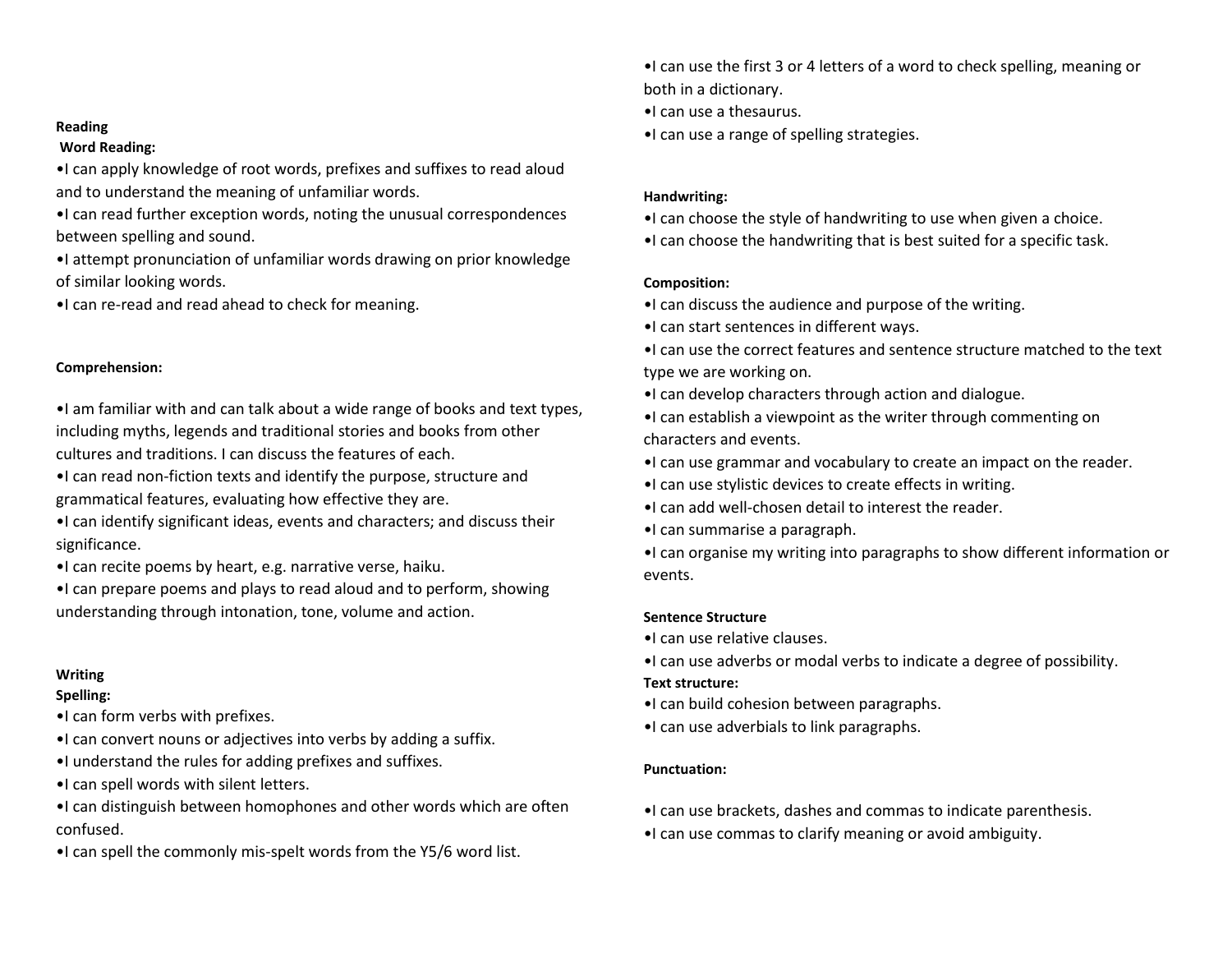**Reading**

**Word Reading:**

•I can apply knowledge of root words, prefixes and suffixes to read aloud and to understand the meaning of unfamiliar words.
•I can read further exception words, noting the unusual correspondences between spelling and sound.
•I attempt pronunciation of unfamiliar words drawing on prior knowledge of similar looking words.
•I can re-read and read ahead to check for meaning.

**Comprehension:**

•I am familiar with and can talk about a wide range of books and text types, including myths, legends and traditional stories and books from other cultures and traditions. I can discuss the features of each.
•I can read non-fiction texts and identify the purpose, structure and grammatical features, evaluating how effective they are.
•I can identify significant ideas, events and characters; and discuss their significance.
•I can recite poems by heart, e.g. narrative verse, haiku.
•I can prepare poems and plays to read aloud and to perform, showing understanding through intonation, tone, volume and action.

**Writing**

**Spelling:**

•I can form verbs with prefixes.
•I can convert nouns or adjectives into verbs by adding a suffix.
•I understand the rules for adding prefixes and suffixes.
•I can spell words with silent letters.
•I can distinguish between homophones and other words which are often confused.
•I can spell the commonly mis-spelt words from the Y5/6 word list.
•I can use the first 3 or 4 letters of a word to check spelling, meaning or both in a dictionary.
•I can use a thesaurus.
•I can use a range of spelling strategies.

**Handwriting:**

•I can choose the style of handwriting to use when given a choice.
•I can choose the handwriting that is best suited for a specific task.

**Composition:**

•I can discuss the audience and purpose of the writing.
•I can start sentences in different ways.
•I can use the correct features and sentence structure matched to the text type we are working on.
•I can develop characters through action and dialogue.
•I can establish a viewpoint as the writer through commenting on characters and events.
•I can use grammar and vocabulary to create an impact on the reader.
•I can use stylistic devices to create effects in writing.
•I can add well-chosen detail to interest the reader.
•I can summarise a paragraph.
•I can organise my writing into paragraphs to show different information or events.

**Sentence Structure**

•I can use relative clauses.
•I can use adverbs or modal verbs to indicate a degree of possibility.

**Text structure:**

•I can build cohesion between paragraphs.
•I can use adverbials to link paragraphs.

**Punctuation:**

•I can use brackets, dashes and commas to indicate parenthesis.
•I can use commas to clarify meaning or avoid ambiguity.